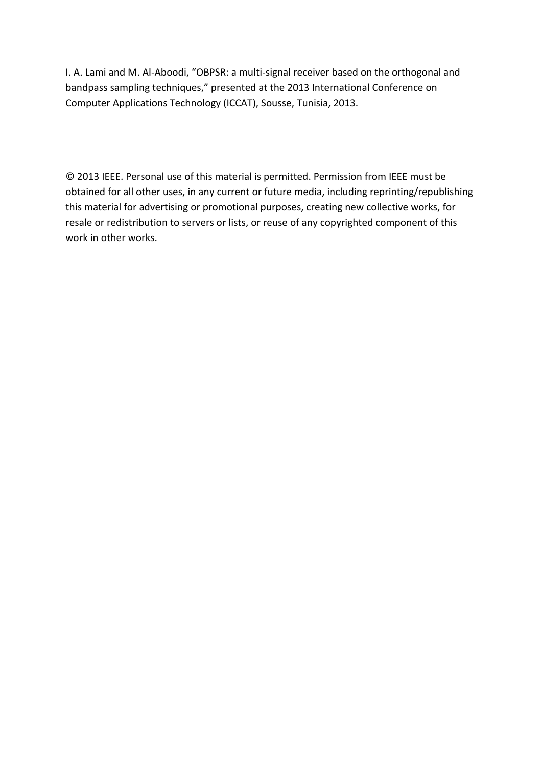I. A. Lami and M. Al-Aboodi, “OBPSR: a multi-signal receiver based on the orthogonal and bandpass sampling techniques,” presented at the 2013 International Conference on Computer Applications Technology (ICCAT), Sousse, Tunisia, 2013.

© 2013 IEEE. Personal use of this material is permitted. Permission from IEEE must be obtained for all other uses, in any current or future media, including reprinting/republishing this material for advertising or promotional purposes, creating new collective works, for resale or redistribution to servers or lists, or reuse of any copyrighted component of this work in other works.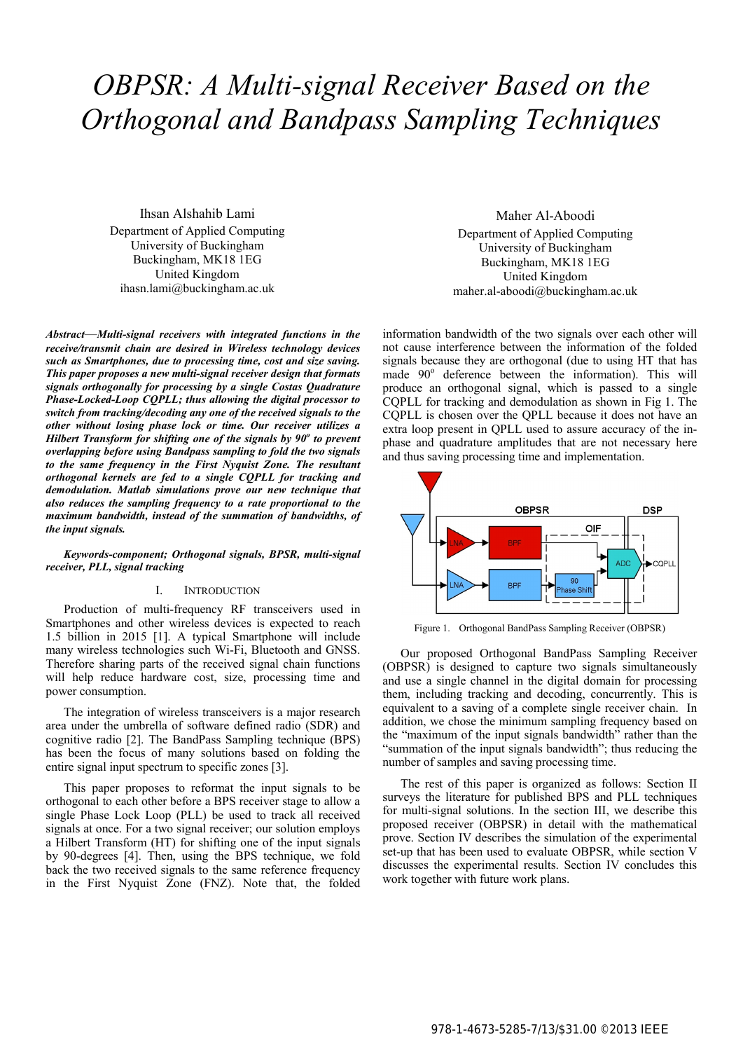# OBPSR: A Multi-signal Receiver Based on the Orthogonal and Bandpass Sampling Techniques

Ihsan Alshahib Lami
Department of Applied Computing
University of Buckingham
Buckingham, MK18 1EG
United Kingdom
ihasn.lami@buckingham.ac.uk

Maher Al-Aboodi
Department of Applied Computing
University of Buckingham
Buckingham, MK18 1EG
United Kingdom
maher.al-aboodi@buckingham.ac.uk

***Abstract*—Multi-signal receivers with integrated functions in the receive/transmit chain are desired in Wireless technology devices such as Smartphones, due to processing time, cost and size saving. This paper proposes a new multi-signal receiver design that formats signals orthogonally for processing by a single Costas Quadrature Phase-Locked-Loop CQPLL; thus allowing the digital processor to switch from tracking/decoding any one of the received signals to the other without losing phase lock or time. Our receiver utilizes a Hilbert Transform for shifting one of the signals by 90$^o$ to prevent overlapping before using Bandpass sampling to fold the two signals to the same frequency in the First Nyquist Zone. The resultant orthogonal kernels are fed to a single CQPLL for tracking and demodulation. Matlab simulations prove our new technique that also reduces the sampling frequency to a rate proportional to the maximum bandwidth, instead of the summation of bandwidths, of the input signals.***

***Keywords-component; Orthogonal signals, BPSR, multi-signal receiver, PLL, signal tracking***

## I. Introduction

Production of multi-frequency RF transceivers used in Smartphones and other wireless devices is expected to reach 1.5 billion in 2015 [1]. A typical Smartphone will include many wireless technologies such Wi-Fi, Bluetooth and GNSS. Therefore sharing parts of the received signal chain functions will help reduce hardware cost, size, processing time and power consumption.

The integration of wireless transceivers is a major research area under the umbrella of software defined radio (SDR) and cognitive radio [2]. The BandPass Sampling technique (BPS) has been the focus of many solutions based on folding the entire signal input spectrum to specific zones [3].

This paper proposes to reformat the input signals to be orthogonal to each other before a BPS receiver stage to allow a single Phase Lock Loop (PLL) be used to track all received signals at once. For a two signal receiver; our solution employs a Hilbert Transform (HT) for shifting one of the input signals by 90-degrees [4]. Then, using the BPS technique, we fold back the two received signals to the same reference frequency in the First Nyquist Zone (FNZ). Note that, the folded information bandwidth of the two signals over each other will not cause interference between the information of the folded signals because they are orthogonal (due to using HT that has made 90$^o$ deference between the information). This will produce an orthogonal signal, which is passed to a single CQPLL for tracking and demodulation as shown in Fig 1. The CQPLL is chosen over the QPLL because it does not have an extra loop present in QPLL used to assure accuracy of the in-phase and quadrature amplitudes that are not necessary here and thus saving processing time and implementation.

Figure 1. Orthogonal BandPass Sampling Receiver (OBPSR)

Our proposed Orthogonal BandPass Sampling Receiver (OBPSR) is designed to capture two signals simultaneously and use a single channel in the digital domain for processing them, including tracking and decoding, concurrently. This is equivalent to a saving of a complete single receiver chain. In addition, we chose the minimum sampling frequency based on the "maximum of the input signals bandwidth" rather than the "summation of the input signals bandwidth"; thus reducing the number of samples and saving processing time.

The rest of this paper is organized as follows: Section II surveys the literature for published BPS and PLL techniques for multi-signal solutions. In the section III, we describe this proposed receiver (OBPSR) in detail with the mathematical prove. Section IV describes the simulation of the experimental set-up that has been used to evaluate OBPSR, while section V discusses the experimental results. Section IV concludes this work together with future work plans.

978-1-4673-5285-7/13/$31.00 ©2013 IEEE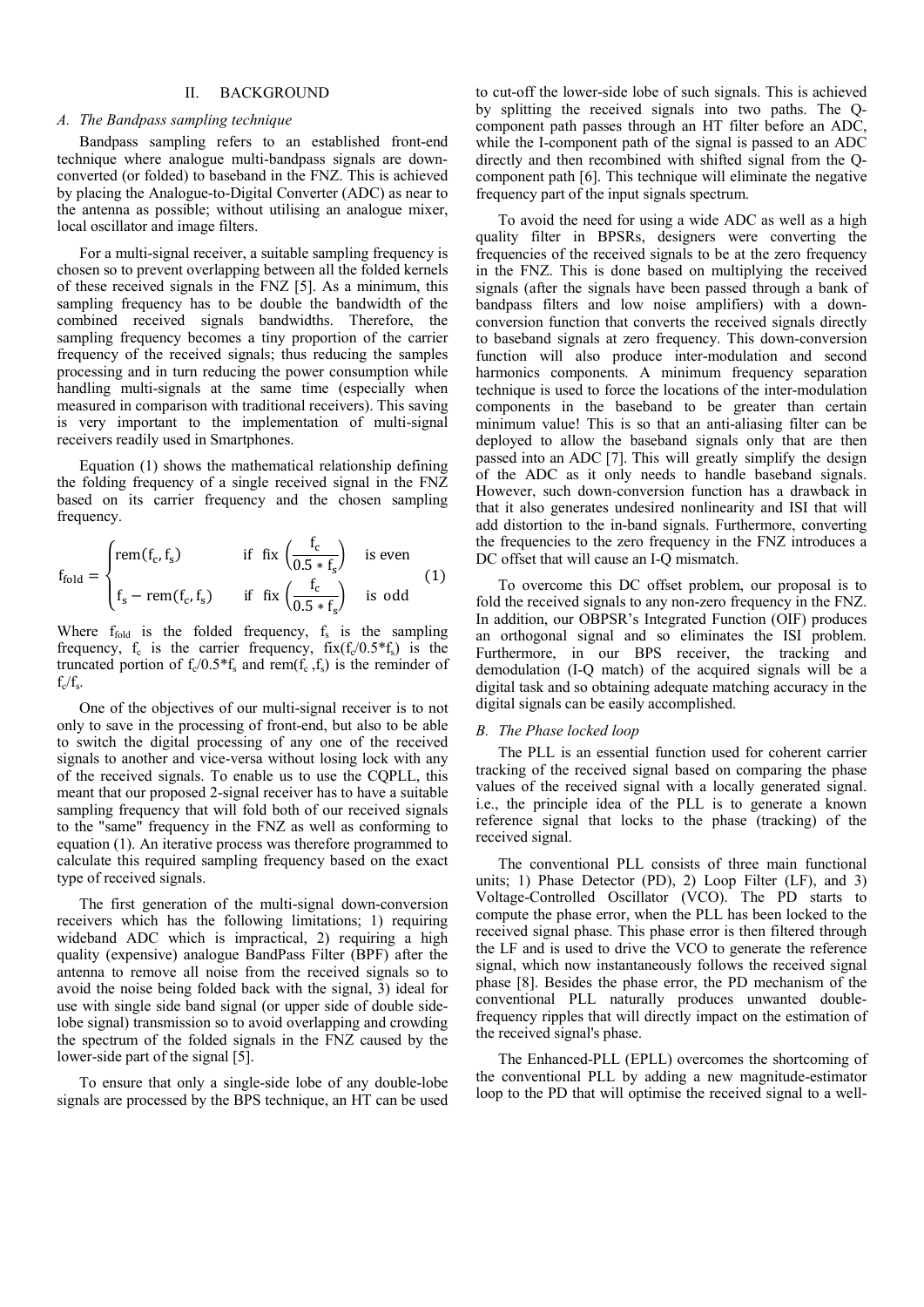## II. BACKGROUND

### *A. The Bandpass sampling technique*

Bandpass sampling refers to an established front-end technique where analogue multi-bandpass signals are down-converted (or folded) to baseband in the FNZ. This is achieved by placing the Analogue-to-Digital Converter (ADC) as near to the antenna as possible; without utilising an analogue mixer, local oscillator and image filters.

For a multi-signal receiver, a suitable sampling frequency is chosen so to prevent overlapping between all the folded kernels of these received signals in the FNZ [5]. As a minimum, this sampling frequency has to be double the bandwidth of the combined received signals bandwidths. Therefore, the sampling frequency becomes a tiny proportion of the carrier frequency of the received signals; thus reducing the samples processing and in turn reducing the power consumption while handling multi-signals at the same time (especially when measured in comparison with traditional receivers). This saving is very important to the implementation of multi-signal receivers readily used in Smartphones.

Equation (1) shows the mathematical relationship defining the folding frequency of a single received signal in the FNZ based on its carrier frequency and the chosen sampling frequency.

$$f_{fold} = \begin{cases} rem(f_c, f_s) & \text{if } fix\left(\dfrac{f_c}{0.5 * f_s}\right) \quad \text{is even} \\ f_s - rem(f_c, f_s) & \text{if } fix\left(\dfrac{f_c}{0.5 * f_s}\right) \quad \text{is odd} \end{cases} \tag{1}$$

Where $f_{fold}$ is the folded frequency, $f_s$ is the sampling frequency, $f_c$ is the carrier frequency, $fix(f_c/0.5*f_s)$ is the truncated portion of $f_c/0.5*f_s$ and $rem(f_c, f_s)$ is the reminder of $f_c/f_s$.

One of the objectives of our multi-signal receiver is to not only to save in the processing of front-end, but also to be able to switch the digital processing of any one of the received signals to another and vice-versa without losing lock with any of the received signals. To enable us to use the CQPLL, this meant that our proposed 2-signal receiver has to have a suitable sampling frequency that will fold both of our received signals to the "same" frequency in the FNZ as well as conforming to equation (1). An iterative process was therefore programmed to calculate this required sampling frequency based on the exact type of received signals.

The first generation of the multi-signal down-conversion receivers which has the following limitations; 1) requiring wideband ADC which is impractical, 2) requiring a high quality (expensive) analogue BandPass Filter (BPF) after the antenna to remove all noise from the received signals so to avoid the noise being folded back with the signal, 3) ideal for use with single side band signal (or upper side of double side-lobe signal) transmission so to avoid overlapping and crowding the spectrum of the folded signals in the FNZ caused by the lower-side part of the signal [5].

To ensure that only a single-side lobe of any double-lobe signals are processed by the BPS technique, an HT can be used to cut-off the lower-side lobe of such signals. This is achieved by splitting the received signals into two paths. The Q-component path passes through an HT filter before an ADC, while the I-component path of the signal is passed to an ADC directly and then recombined with shifted signal from the Q-component path [6]. This technique will eliminate the negative frequency part of the input signals spectrum.

To avoid the need for using a wide ADC as well as a high quality filter in BPSRs, designers were converting the frequencies of the received signals to be at the zero frequency in the FNZ. This is done based on multiplying the received signals (after the signals have been passed through a bank of bandpass filters and low noise amplifiers) with a down-conversion function that converts the received signals directly to baseband signals at zero frequency. This down-conversion function will also produce inter-modulation and second harmonics components. A minimum frequency separation technique is used to force the locations of the inter-modulation components in the baseband to be greater than certain minimum value! This is so that an anti-aliasing filter can be deployed to allow the baseband signals only that are then passed into an ADC [7]. This will greatly simplify the design of the ADC as it only needs to handle baseband signals. However, such down-conversion function has a drawback in that it also generates undesired nonlinearity and ISI that will add distortion to the in-band signals. Furthermore, converting the frequencies to the zero frequency in the FNZ introduces a DC offset that will cause an I-Q mismatch.

To overcome this DC offset problem, our proposal is to fold the received signals to any non-zero frequency in the FNZ. In addition, our OBPSR's Integrated Function (OIF) produces an orthogonal signal and so eliminates the ISI problem. Furthermore, in our BPS receiver, the tracking and demodulation (I-Q match) of the acquired signals will be a digital task and so obtaining adequate matching accuracy in the digital signals can be easily accomplished.

### *B. The Phase locked loop*

The PLL is an essential function used for coherent carrier tracking of the received signal based on comparing the phase values of the received signal with a locally generated signal. i.e., the principle idea of the PLL is to generate a known reference signal that locks to the phase (tracking) of the received signal.

The conventional PLL consists of three main functional units; 1) Phase Detector (PD), 2) Loop Filter (LF), and 3) Voltage-Controlled Oscillator (VCO). The PD starts to compute the phase error, when the PLL has been locked to the received signal phase. This phase error is then filtered through the LF and is used to drive the VCO to generate the reference signal, which now instantaneously follows the received signal phase [8]. Besides the phase error, the PD mechanism of the conventional PLL naturally produces unwanted double-frequency ripples that will directly impact on the estimation of the received signal's phase.

The Enhanced-PLL (EPLL) overcomes the shortcoming of the conventional PLL by adding a new magnitude-estimator loop to the PD that will optimise the received signal to a well-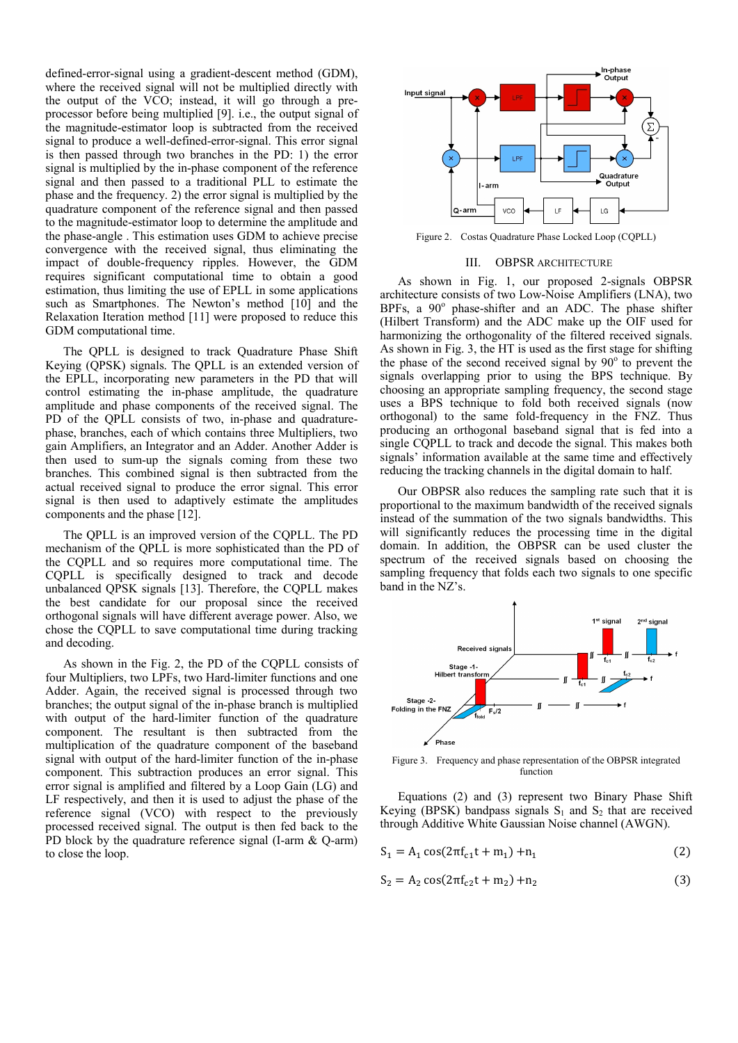defined-error-signal using a gradient-descent method (GDM), where the received signal will not be multiplied directly with the output of the VCO; instead, it will go through a pre-processor before being multiplied [9]. i.e., the output signal of the magnitude-estimator loop is subtracted from the received signal to produce a well-defined-error-signal. This error signal is then passed through two branches in the PD: 1) the error signal is multiplied by the in-phase component of the reference signal and then passed to a traditional PLL to estimate the phase and the frequency. 2) the error signal is multiplied by the quadrature component of the reference signal and then passed to the magnitude-estimator loop to determine the amplitude and the phase-angle . This estimation uses GDM to achieve precise convergence with the received signal, thus eliminating the impact of double-frequency ripples. However, the GDM requires significant computational time to obtain a good estimation, thus limiting the use of EPLL in some applications such as Smartphones. The Newton's method [10] and the Relaxation Iteration method [11] were proposed to reduce this GDM computational time.

The QPLL is designed to track Quadrature Phase Shift Keying (QPSK) signals. The QPLL is an extended version of the EPLL, incorporating new parameters in the PD that will control estimating the in-phase amplitude, the quadrature amplitude and phase components of the received signal. The PD of the QPLL consists of two, in-phase and quadrature-phase, branches, each of which contains three Multipliers, two gain Amplifiers, an Integrator and an Adder. Another Adder is then used to sum-up the signals coming from these two branches. This combined signal is then subtracted from the actual received signal to produce the error signal. This error signal is then used to adaptively estimate the amplitudes components and the phase [12].

The QPLL is an improved version of the CQPLL. The PD mechanism of the QPLL is more sophisticated than the PD of the CQPLL and so requires more computational time. The CQPLL is specifically designed to track and decode unbalanced QPSK signals [13]. Therefore, the CQPLL makes the best candidate for our proposal since the received orthogonal signals will have different average power. Also, we chose the CQPLL to save computational time during tracking and decoding.

As shown in the Fig. 2, the PD of the CQPLL consists of four Multipliers, two LPFs, two Hard-limiter functions and one Adder. Again, the received signal is processed through two branches; the output signal of the in-phase branch is multiplied with output of the hard-limiter function of the quadrature component. The resultant is then subtracted from the multiplication of the quadrature component of the baseband signal with output of the hard-limiter function of the in-phase component. This subtraction produces an error signal. This error signal is amplified and filtered by a Loop Gain (LG) and LF respectively, and then it is used to adjust the phase of the reference signal (VCO) with respect to the previously processed received signal. The output is then fed back to the PD block by the quadrature reference signal (I-arm & Q-arm) to close the loop.

In-phase Output
Input signal
LPF
LPF
Quadrature Output
I-arm
Q-arm
VCO
LF
LG

Figure 2. Costas Quadrature Phase Locked Loop (CQPLL)

## III. OBPSR ARCHITECTURE

As shown in Fig. 1, our proposed 2-signals OBPSR architecture consists of two Low-Noise Amplifiers (LNA), two BPFs, a 90° phase-shifter and an ADC. The phase shifter (Hilbert Transform) and the ADC make up the OIF used for harmonizing the orthogonality of the filtered received signals. As shown in Fig. 3, the HT is used as the first stage for shifting the phase of the second received signal by 90° to prevent the signals overlapping prior to using the BPS technique. By choosing an appropriate sampling frequency, the second stage uses a BPS technique to fold both received signals (now orthogonal) to the same fold-frequency in the FNZ. Thus producing an orthogonal baseband signal that is fed into a single CQPLL to track and decode the signal. This makes both signals' information available at the same time and effectively reducing the tracking channels in the digital domain to half.

Our OBPSR also reduces the sampling rate such that it is proportional to the maximum bandwidth of the received signals instead of the summation of the two signals bandwidths. This will significantly reduces the processing time in the digital domain. In addition, the OBPSR can be used cluster the spectrum of the received signals based on choosing the sampling frequency that folds each two signals to one specific band in the NZ's.

1st signal
2nd signal
Received signals
Stage -1- Hilbert transform
Stage -2- Folding in the FNZ
$f_{c1}$
$f_{c2}$
$f_{fold}$
$F_s/2$
f
Phase

Figure 3. Frequency and phase representation of the OBPSR integrated function

Equations (2) and (3) represent two Binary Phase Shift Keying (BPSK) bandpass signals $S_1$ and $S_2$ that are received through Additive White Gaussian Noise channel (AWGN).

$$S_1 = A_1 \cos(2\pi f_{c1} t + m_1) + n_1 \tag{2}$$

$$S_2 = A_2 \cos(2\pi f_{c2} t + m_2) + n_2 \tag{3}$$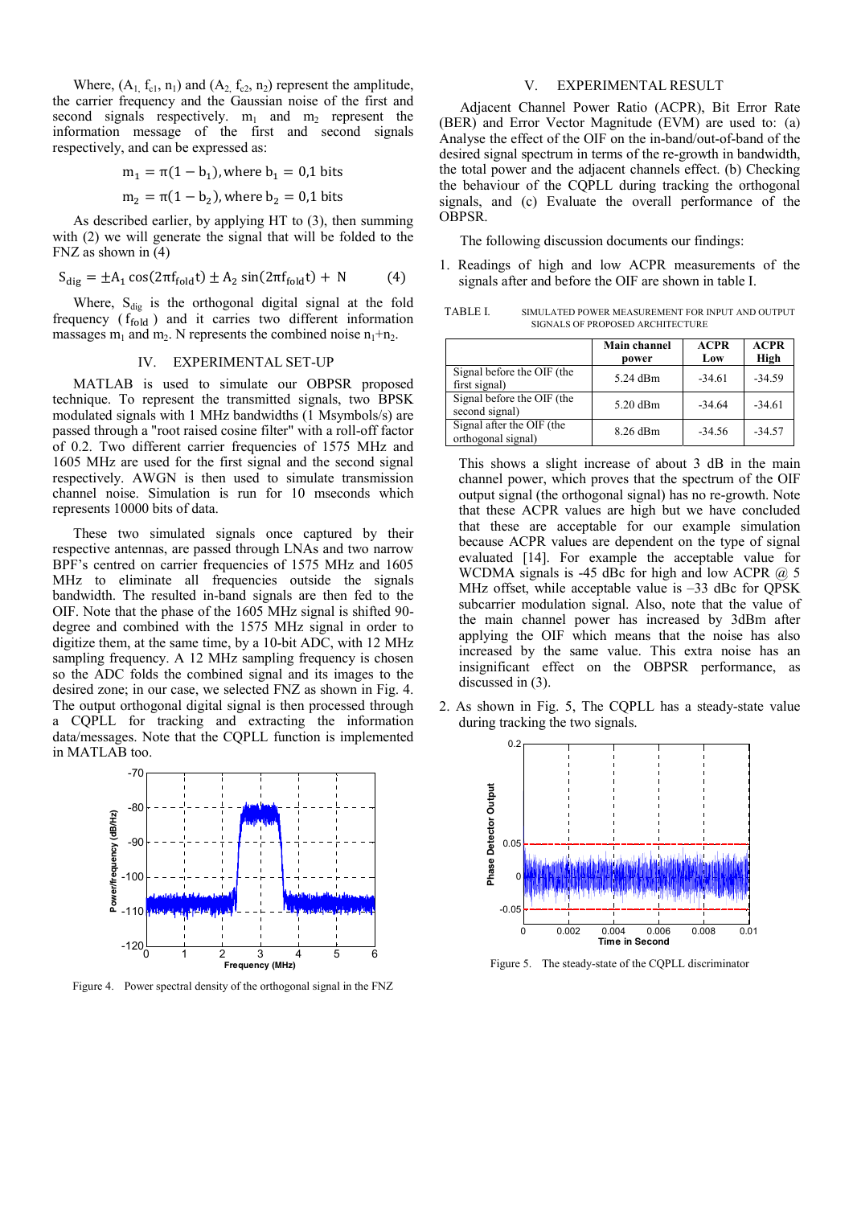Where, ($A_1$, $f_{c1}$, $n_1$) and ($A_2$, $f_{c2}$, $n_2$) represent the amplitude, the carrier frequency and the Gaussian noise of the first and second signals respectively. $m_1$ and $m_2$ represent the information message of the first and second signals respectively, and can be expressed as:

$$m_1 = \pi(1 - b_1), \text{where } b_1 = 0{,}1 \text{ bits}$$

$$m_2 = \pi(1 - b_2), \text{where } b_2 = 0{,}1 \text{ bits}$$

As described earlier, by applying HT to (3), then summing with (2) we will generate the signal that will be folded to the FNZ as shown in (4)

$$S_{dig} = \pm A_1 \cos(2\pi f_{fold} t) \pm A_2 \sin(2\pi f_{fold} t) + N \qquad (4)$$

Where, $S_{dig}$ is the orthogonal digital signal at the fold frequency ($f_{fold}$) and it carries two different information massages $m_1$ and $m_2$. N represents the combined noise $n_1$+$n_2$.

## IV. EXPERIMENTAL SET-UP

MATLAB is used to simulate our OBPSR proposed technique. To represent the transmitted signals, two BPSK modulated signals with 1 MHz bandwidths (1 Msymbols/s) are passed through a "root raised cosine filter" with a roll-off factor of 0.2. Two different carrier frequencies of 1575 MHz and 1605 MHz are used for the first signal and the second signal respectively. AWGN is then used to simulate transmission channel noise. Simulation is run for 10 mseconds which represents 10000 bits of data.

These two simulated signals once captured by their respective antennas, are passed through LNAs and two narrow BPF's centred on carrier frequencies of 1575 MHz and 1605 MHz to eliminate all frequencies outside the signals bandwidth. The resulted in-band signals are then fed to the OIF. Note that the phase of the 1605 MHz signal is shifted 90-degree and combined with the 1575 MHz signal in order to digitize them, at the same time, by a 10-bit ADC, with 12 MHz sampling frequency. A 12 MHz sampling frequency is chosen so the ADC folds the combined signal and its images to the desired zone; in our case, we selected FNZ as shown in Fig. 4. The output orthogonal digital signal is then processed through a CQPLL for tracking and extracting the information data/messages. Note that the CQPLL function is implemented in MATLAB too.

Figure 4. Power spectral density of the orthogonal signal in the FNZ

## V. EXPERIMENTAL RESULT

Adjacent Channel Power Ratio (ACPR), Bit Error Rate (BER) and Error Vector Magnitude (EVM) are used to: (a) Analyse the effect of the OIF on the in-band/out-of-band of the desired signal spectrum in terms of the re-growth in bandwidth, the total power and the adjacent channels effect. (b) Checking the behaviour of the CQPLL during tracking the orthogonal signals, and (c) Evaluate the overall performance of the OBPSR.

The following discussion documents our findings:

1. Readings of high and low ACPR measurements of the signals after and before the OIF are shown in table I.

TABLE I. SIMULATED POWER MEASUREMENT FOR INPUT AND OUTPUT SIGNALS OF PROPOSED ARCHITECTURE

| | Main channel power | ACPR Low | ACPR High |
|---|---|---|---|
| Signal before the OIF (the first signal) | 5.24 dBm | -34.61 | -34.59 |
| Signal before the OIF (the second signal) | 5.20 dBm | -34.64 | -34.61 |
| Signal after the OIF (the orthogonal signal) | 8.26 dBm | -34.56 | -34.57 |

This shows a slight increase of about 3 dB in the main channel power, which proves that the spectrum of the OIF output signal (the orthogonal signal) has no re-growth. Note that these ACPR values are high but we have concluded that these are acceptable for our example simulation because ACPR values are dependent on the type of signal evaluated [14]. For example the acceptable value for WCDMA signals is -45 dBc for high and low ACPR @ 5 MHz offset, while acceptable value is –33 dBc for QPSK subcarrier modulation signal. Also, note that the value of the main channel power has increased by 3dBm after applying the OIF which means that the noise has also increased by the same value. This extra noise has an insignificant effect on the OBPSR performance, as discussed in (3).

2. As shown in Fig. 5, The CQPLL has a steady-state value during tracking the two signals.

Figure 5. The steady-state of the CQPLL discriminator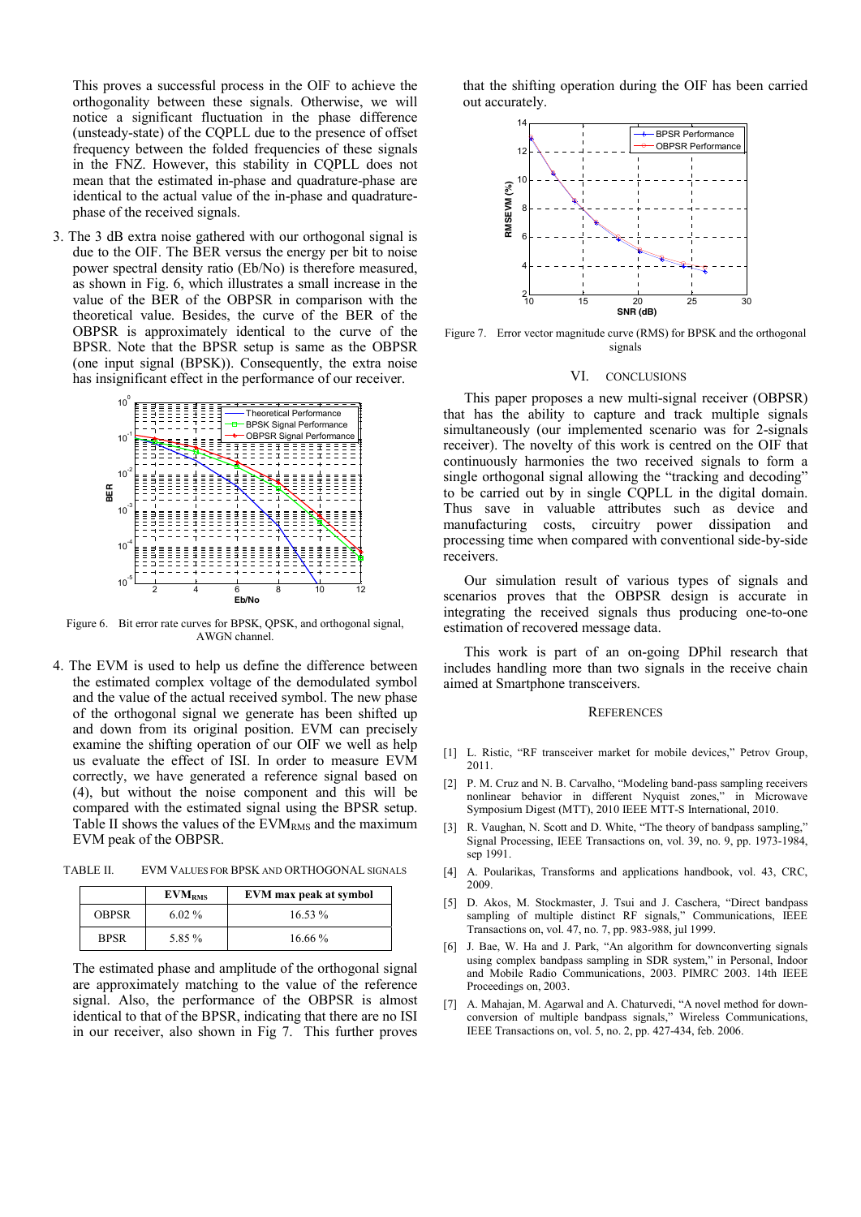This proves a successful process in the OIF to achieve the orthogonality between these signals. Otherwise, we will notice a significant fluctuation in the phase difference (unsteady-state) of the CQPLL due to the presence of offset frequency between the folded frequencies of these signals in the FNZ. However, this stability in CQPLL does not mean that the estimated in-phase and quadrature-phase are identical to the actual value of the in-phase and quadrature-phase of the received signals.

3. The 3 dB extra noise gathered with our orthogonal signal is due to the OIF. The BER versus the energy per bit to noise power spectral density ratio (Eb/No) is therefore measured, as shown in Fig. 6, which illustrates a small increase in the value of the BER of the OBPSR in comparison with the theoretical value. Besides, the curve of the BER of the OBPSR is approximately identical to the curve of the BPSR. Note that the BPSR setup is same as the OBPSR (one input signal (BPSK)). Consequently, the extra noise has insignificant effect in the performance of our receiver.

Figure 6. Bit error rate curves for BPSK, QPSK, and orthogonal signal, AWGN channel.

4. The EVM is used to help us define the difference between the estimated complex voltage of the demodulated symbol and the value of the actual received symbol. The new phase of the orthogonal signal we generate has been shifted up and down from its original position. EVM can precisely examine the shifting operation of our OIF we well as help us evaluate the effect of ISI. In order to measure EVM correctly, we have generated a reference signal based on (4), but without the noise component and this will be compared with the estimated signal using the BPSR setup. Table II shows the values of the $EVM_{RMS}$ and the maximum EVM peak of the OBPSR.

TABLE II. EVM VALUES FOR BPSK AND ORTHOGONAL SIGNALS

| | $EVM_{RMS}$ | EVM max peak at symbol |
|---|---|---|
| OBPSR | 6.02 % | 16.53 % |
| BPSR | 5.85 % | 16.66 % |

The estimated phase and amplitude of the orthogonal signal are approximately matching to the value of the reference signal. Also, the performance of the OBPSR is almost identical to that of the BPSR, indicating that there are no ISI in our receiver, also shown in Fig 7. This further proves that the shifting operation during the OIF has been carried out accurately.

Figure 7. Error vector magnitude curve (RMS) for BPSK and the orthogonal signals

## VI. CONCLUSIONS

This paper proposes a new multi-signal receiver (OBPSR) that has the ability to capture and track multiple signals simultaneously (our implemented scenario was for 2-signals receiver). The novelty of this work is centred on the OIF that continuously harmonies the two received signals to form a single orthogonal signal allowing the "tracking and decoding" to be carried out by in single CQPLL in the digital domain. Thus save in valuable attributes such as device and manufacturing costs, circuitry power dissipation and processing time when compared with conventional side-by-side receivers.

Our simulation result of various types of signals and scenarios proves that the OBPSR design is accurate in integrating the received signals thus producing one-to-one estimation of recovered message data.

This work is part of an on-going DPhil research that includes handling more than two signals in the receive chain aimed at Smartphone transceivers.

## REFERENCES

[1] L. Ristic, "RF transceiver market for mobile devices," Petrov Group, 2011.

[2] P. M. Cruz and N. B. Carvalho, "Modeling band-pass sampling receivers nonlinear behavior in different Nyquist zones," in Microwave Symposium Digest (MTT), 2010 IEEE MTT-S International, 2010.

[3] R. Vaughan, N. Scott and D. White, "The theory of bandpass sampling," Signal Processing, IEEE Transactions on, vol. 39, no. 9, pp. 1973-1984, sep 1991.

[4] A. Poularikas, Transforms and applications handbook, vol. 43, CRC, 2009.

[5] D. Akos, M. Stockmaster, J. Tsui and J. Caschera, "Direct bandpass sampling of multiple distinct RF signals," Communications, IEEE Transactions on, vol. 47, no. 7, pp. 983-988, jul 1999.

[6] J. Bae, W. Ha and J. Park, "An algorithm for downconverting signals using complex bandpass sampling in SDR system," in Personal, Indoor and Mobile Radio Communications, 2003. PIMRC 2003. 14th IEEE Proceedings on, 2003.

[7] A. Mahajan, M. Agarwal and A. Chaturvedi, "A novel method for down-conversion of multiple bandpass signals," Wireless Communications, IEEE Transactions on, vol. 5, no. 2, pp. 427-434, feb. 2006.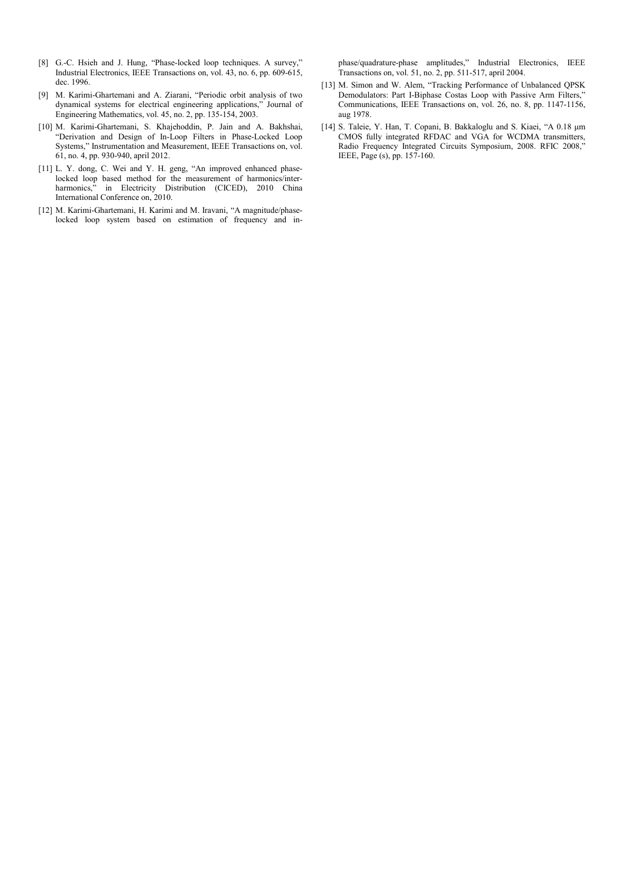[8] G.-C. Hsieh and J. Hung, “Phase-locked loop techniques. A survey,” Industrial Electronics, IEEE Transactions on, vol. 43, no. 6, pp. 609-615, dec. 1996.

[9] M. Karimi-Ghartemani and A. Ziarani, “Periodic orbit analysis of two dynamical systems for electrical engineering applications,” Journal of Engineering Mathematics, vol. 45, no. 2, pp. 135-154, 2003.

[10] M. Karimi-Ghartemani, S. Khajehoddin, P. Jain and A. Bakhshai, “Derivation and Design of In-Loop Filters in Phase-Locked Loop Systems,” Instrumentation and Measurement, IEEE Transactions on, vol. 61, no. 4, pp. 930-940, april 2012.

[11] L. Y. dong, C. Wei and Y. H. geng, “An improved enhanced phase-locked loop based method for the measurement of harmonics/inter-harmonics,” in Electricity Distribution (CICED), 2010 China International Conference on, 2010.

[12] M. Karimi-Ghartemani, H. Karimi and M. Iravani, “A magnitude/phase-locked loop system based on estimation of frequency and in-phase/quadrature-phase amplitudes,” Industrial Electronics, IEEE Transactions on, vol. 51, no. 2, pp. 511-517, april 2004.

[13] M. Simon and W. Alem, “Tracking Performance of Unbalanced QPSK Demodulators: Part I-Biphase Costas Loop with Passive Arm Filters,” Communications, IEEE Transactions on, vol. 26, no. 8, pp. 1147-1156, aug 1978.

[14] S. Taleie, Y. Han, T. Copani, B. Bakkaloglu and S. Kiaei, “A 0.18 μm CMOS fully integrated RFDAC and VGA for WCDMA transmitters, Radio Frequency Integrated Circuits Symposium, 2008. RFIC 2008,” IEEE, Page (s), pp. 157-160.